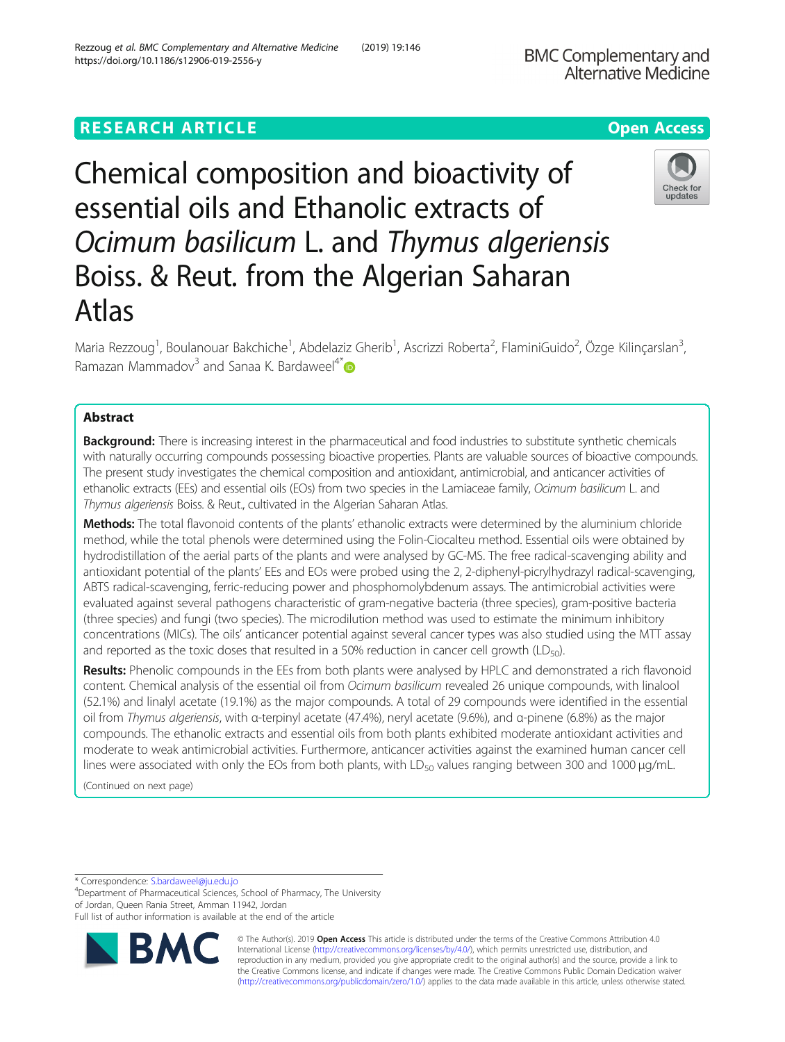RESEARCH ARTICLE

Open Access

# Chemical composition and bioactivity of essential oils and Ethanolic extracts of *Ocimum basilicum* L. and *Thymus algeriensis* Boiss. & Reut. from the Algerian Saharan Atlas

Maria Rezzoug[1], Boulanouar Bakchiche[1], Abdelaziz Gherib[1], Ascrizzi Roberta[2], FlaminiGuido[2], Özge Kilinçarslan[3], Ramazan Mammadov[3] and Sanaa K. Bardaweel[4*]

## Abstract

**Background:** There is increasing interest in the pharmaceutical and food industries to substitute synthetic chemicals with naturally occurring compounds possessing bioactive properties. Plants are valuable sources of bioactive compounds. The present study investigates the chemical composition and antioxidant, antimicrobial, and anticancer activities of ethanolic extracts (EEs) and essential oils (EOs) from two species in the Lamiaceae family, *Ocimum basilicum* L. and *Thymus algeriensis* Boiss. & Reut., cultivated in the Algerian Saharan Atlas.

**Methods:** The total flavonoid contents of the plants' ethanolic extracts were determined by the aluminium chloride method, while the total phenols were determined using the Folin-Ciocalteu method. Essential oils were obtained by hydrodistillation of the aerial parts of the plants and were analysed by GC-MS. The free radical-scavenging ability and antioxidant potential of the plants' EEs and EOs were probed using the 2, 2-diphenyl-picrylhydrazyl radical-scavenging, ABTS radical-scavenging, ferric-reducing power and phosphomolybdenum assays. The antimicrobial activities were evaluated against several pathogens characteristic of gram-negative bacteria (three species), gram-positive bacteria (three species) and fungi (two species). The microdilution method was used to estimate the minimum inhibitory concentrations (MICs). The oils' anticancer potential against several cancer types was also studied using the MTT assay and reported as the toxic doses that resulted in a 50% reduction in cancer cell growth ($LD_{50}$).

**Results:** Phenolic compounds in the EEs from both plants were analysed by HPLC and demonstrated a rich flavonoid content. Chemical analysis of the essential oil from *Ocimum basilicum* revealed 26 unique compounds, with linalool (52.1%) and linalyl acetate (19.1%) as the major compounds. A total of 29 compounds were identified in the essential oil from *Thymus algeriensis*, with α-terpinyl acetate (47.4%), neryl acetate (9.6%), and α-pinene (6.8%) as the major compounds. The ethanolic extracts and essential oils from both plants exhibited moderate antioxidant activities and moderate to weak antimicrobial activities. Furthermore, anticancer activities against the examined human cancer cell lines were associated with only the EOs from both plants, with $LD_{50}$ values ranging between 300 and 1000 μg/mL.

(Continued on next page)

* Correspondence: S.bardaweel@ju.edu.jo
[4]Department of Pharmaceutical Sciences, School of Pharmacy, The University of Jordan, Queen Rania Street, Amman 11942, Jordan
Full list of author information is available at the end of the article

© The Author(s). 2019 **Open Access** This article is distributed under the terms of the Creative Commons Attribution 4.0 International License (http://creativecommons.org/licenses/by/4.0/), which permits unrestricted use, distribution, and reproduction in any medium, provided you give appropriate credit to the original author(s) and the source, provide a link to the Creative Commons license, and indicate if changes were made. The Creative Commons Public Domain Dedication waiver (http://creativecommons.org/publicdomain/zero/1.0/) applies to the data made available in this article, unless otherwise stated.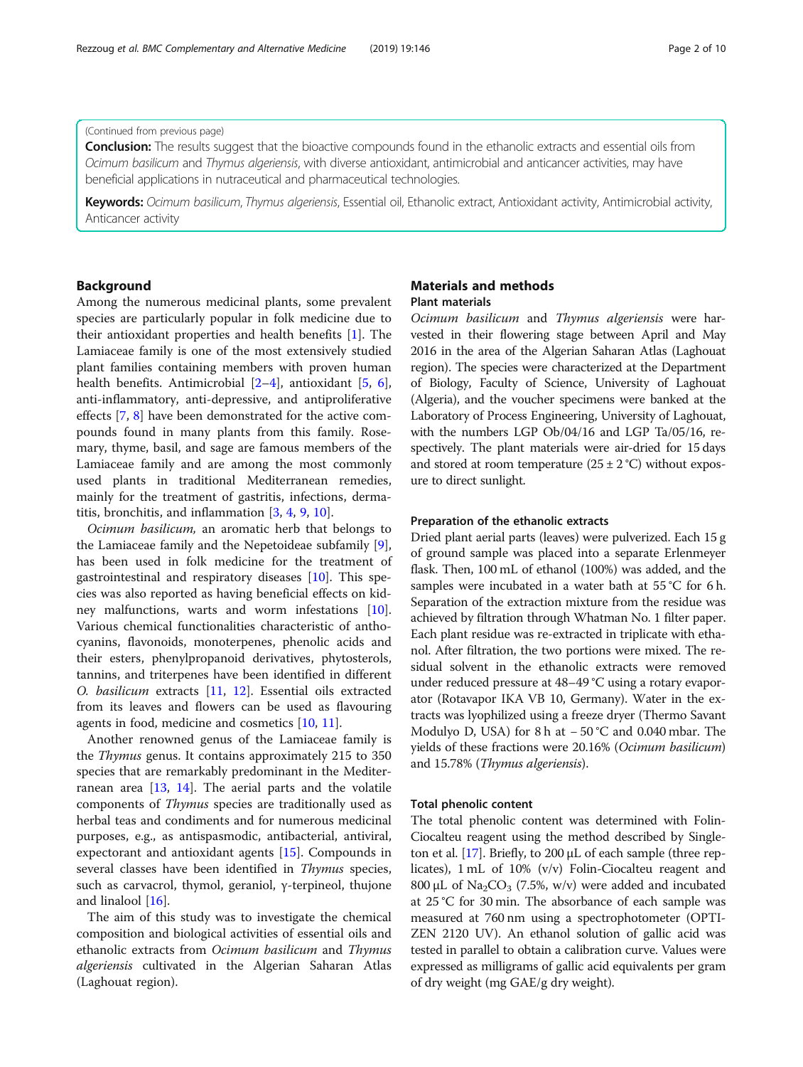(Continued from previous page)

**Conclusion:** The results suggest that the bioactive compounds found in the ethanolic extracts and essential oils from *Ocimum basilicum* and *Thymus algeriensis*, with diverse antioxidant, antimicrobial and anticancer activities, may have beneficial applications in nutraceutical and pharmaceutical technologies.

**Keywords:** *Ocimum basilicum*, *Thymus algeriensis*, Essential oil, Ethanolic extract, Antioxidant activity, Antimicrobial activity, Anticancer activity

## Background

Among the numerous medicinal plants, some prevalent species are particularly popular in folk medicine due to their antioxidant properties and health benefits [1]. The Lamiaceae family is one of the most extensively studied plant families containing members with proven human health benefits. Antimicrobial [2–4], antioxidant [5, 6], anti-inflammatory, anti-depressive, and antiproliferative effects [7, 8] have been demonstrated for the active compounds found in many plants from this family. Rosemary, thyme, basil, and sage are famous members of the Lamiaceae family and are among the most commonly used plants in traditional Mediterranean remedies, mainly for the treatment of gastritis, infections, dermatitis, bronchitis, and inflammation [3, 4, 9, 10].

*Ocimum basilicum,* an aromatic herb that belongs to the Lamiaceae family and the Nepetoideae subfamily [9], has been used in folk medicine for the treatment of gastrointestinal and respiratory diseases [10]. This species was also reported as having beneficial effects on kidney malfunctions, warts and worm infestations [10]. Various chemical functionalities characteristic of anthocyanins, flavonoids, monoterpenes, phenolic acids and their esters, phenylpropanoid derivatives, phytosterols, tannins, and triterpenes have been identified in different *O. basilicum* extracts [11, 12]. Essential oils extracted from its leaves and flowers can be used as flavouring agents in food, medicine and cosmetics [10, 11].

Another renowned genus of the Lamiaceae family is the *Thymus* genus. It contains approximately 215 to 350 species that are remarkably predominant in the Mediterranean area [13, 14]. The aerial parts and the volatile components of *Thymus* species are traditionally used as herbal teas and condiments and for numerous medicinal purposes, e.g., as antispasmodic, antibacterial, antiviral, expectorant and antioxidant agents [15]. Compounds in several classes have been identified in *Thymus* species, such as carvacrol, thymol, geraniol, γ-terpineol, thujone and linalool [16].

The aim of this study was to investigate the chemical composition and biological activities of essential oils and ethanolic extracts from *Ocimum basilicum* and *Thymus algeriensis* cultivated in the Algerian Saharan Atlas (Laghouat region).

## Materials and methods

### Plant materials

*Ocimum basilicum* and *Thymus algeriensis* were harvested in their flowering stage between April and May 2016 in the area of the Algerian Saharan Atlas (Laghouat region). The species were characterized at the Department of Biology, Faculty of Science, University of Laghouat (Algeria), and the voucher specimens were banked at the Laboratory of Process Engineering, University of Laghouat, with the numbers LGP Ob/04/16 and LGP Ta/05/16, respectively. The plant materials were air-dried for 15 days and stored at room temperature (25 ± 2 °C) without exposure to direct sunlight.

### Preparation of the ethanolic extracts

Dried plant aerial parts (leaves) were pulverized. Each 15 g of ground sample was placed into a separate Erlenmeyer flask. Then, 100 mL of ethanol (100%) was added, and the samples were incubated in a water bath at 55 °C for 6 h. Separation of the extraction mixture from the residue was achieved by filtration through Whatman No. 1 filter paper. Each plant residue was re-extracted in triplicate with ethanol. After filtration, the two portions were mixed. The residual solvent in the ethanolic extracts were removed under reduced pressure at 48–49 °C using a rotary evaporator (Rotavapor IKA VB 10, Germany). Water in the extracts was lyophilized using a freeze dryer (Thermo Savant Modulyo D, USA) for 8 h at − 50 °C and 0.040 mbar. The yields of these fractions were 20.16% (*Ocimum basilicum*) and 15.78% (*Thymus algeriensis*).

### Total phenolic content

The total phenolic content was determined with Folin-Ciocalteu reagent using the method described by Singleton et al. [17]. Briefly, to 200 μL of each sample (three replicates), 1 mL of 10% (v/v) Folin-Ciocalteu reagent and 800 μL of $Na_2CO_3$ (7.5%, w/v) were added and incubated at 25 °C for 30 min. The absorbance of each sample was measured at 760 nm using a spectrophotometer (OPTIZEN 2120 UV). An ethanol solution of gallic acid was tested in parallel to obtain a calibration curve. Values were expressed as milligrams of gallic acid equivalents per gram of dry weight (mg GAE/g dry weight).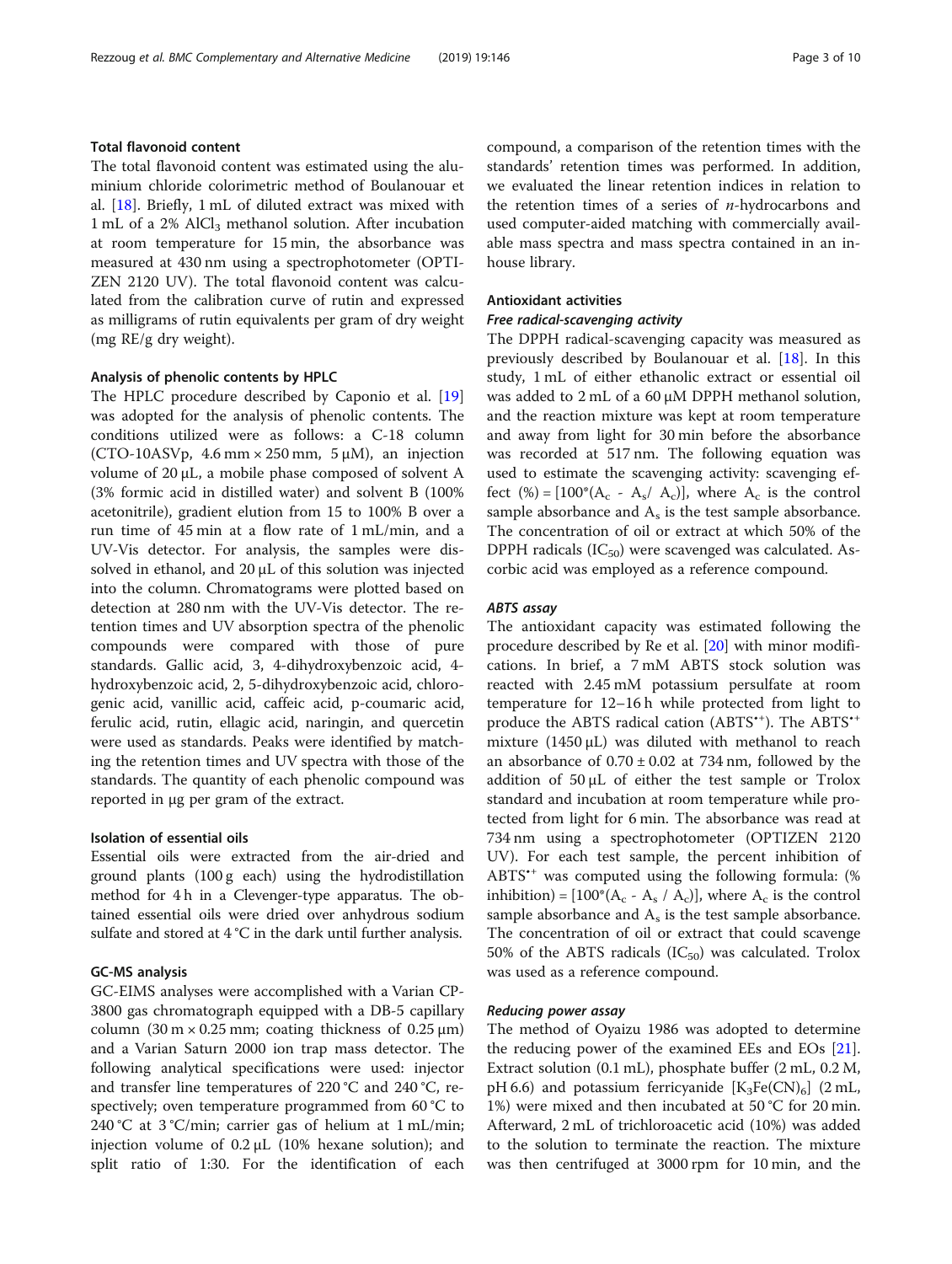### Total flavonoid content

The total flavonoid content was estimated using the aluminium chloride colorimetric method of Boulanouar et al. [18]. Briefly, 1 mL of diluted extract was mixed with 1 mL of a 2% $AlCl_3$ methanol solution. After incubation at room temperature for 15 min, the absorbance was measured at 430 nm using a spectrophotometer (OPTIZEN 2120 UV). The total flavonoid content was calculated from the calibration curve of rutin and expressed as milligrams of rutin equivalents per gram of dry weight (mg RE/g dry weight).

### Analysis of phenolic contents by HPLC

The HPLC procedure described by Caponio et al. [19] was adopted for the analysis of phenolic contents. The conditions utilized were as follows: a C-18 column (CTO-10ASVp, 4.6 mm × 250 mm, 5 μM), an injection volume of 20 μL, a mobile phase composed of solvent A (3% formic acid in distilled water) and solvent B (100% acetonitrile), gradient elution from 15 to 100% B over a run time of 45 min at a flow rate of 1 mL/min, and a UV-Vis detector. For analysis, the samples were dissolved in ethanol, and 20 μL of this solution was injected into the column. Chromatograms were plotted based on detection at 280 nm with the UV-Vis detector. The retention times and UV absorption spectra of the phenolic compounds were compared with those of pure standards. Gallic acid, 3, 4-dihydroxybenzoic acid, 4-hydroxybenzoic acid, 2, 5-dihydroxybenzoic acid, chlorogenic acid, vanillic acid, caffeic acid, p-coumaric acid, ferulic acid, rutin, ellagic acid, naringin, and quercetin were used as standards. Peaks were identified by matching the retention times and UV spectra with those of the standards. The quantity of each phenolic compound was reported in μg per gram of the extract.

### Isolation of essential oils

Essential oils were extracted from the air-dried and ground plants (100 g each) using the hydrodistillation method for 4 h in a Clevenger-type apparatus. The obtained essential oils were dried over anhydrous sodium sulfate and stored at 4 °C in the dark until further analysis.

### GC-MS analysis

GC-EIMS analyses were accomplished with a Varian CP-3800 gas chromatograph equipped with a DB-5 capillary column (30 m × 0.25 mm; coating thickness of 0.25 μm) and a Varian Saturn 2000 ion trap mass detector. The following analytical specifications were used: injector and transfer line temperatures of 220 °C and 240 °C, respectively; oven temperature programmed from 60 °C to 240 °C at 3 °C/min; carrier gas of helium at 1 mL/min; injection volume of 0.2 μL (10% hexane solution); and split ratio of 1:30. For the identification of each compound, a comparison of the retention times with the standards' retention times was performed. In addition, we evaluated the linear retention indices in relation to the retention times of a series of *n*-hydrocarbons and used computer-aided matching with commercially available mass spectra and mass spectra contained in an in-house library.

### Antioxidant activities

#### *Free radical-scavenging activity*

The DPPH radical-scavenging capacity was measured as previously described by Boulanouar et al. [18]. In this study, 1 mL of either ethanolic extract or essential oil was added to 2 mL of a 60 μM DPPH methanol solution, and the reaction mixture was kept at room temperature and away from light for 30 min before the absorbance was recorded at 517 nm. The following equation was used to estimate the scavenging activity: scavenging effect (%) = $[100*(A_c - A_s / A_c)]$, where $A_c$ is the control sample absorbance and $A_s$ is the test sample absorbance. The concentration of oil or extract at which 50% of the DPPH radicals ($IC_{50}$) were scavenged was calculated. Ascorbic acid was employed as a reference compound.

#### *ABTS assay*

The antioxidant capacity was estimated following the procedure described by Re et al. [20] with minor modifications. In brief, a 7 mM ABTS stock solution was reacted with 2.45 mM potassium persulfate at room temperature for 12–16 h while protected from light to produce the ABTS radical cation ($ABTS^{\bullet+}$). The $ABTS^{\bullet+}$ mixture (1450 μL) was diluted with methanol to reach an absorbance of 0.70 ± 0.02 at 734 nm, followed by the addition of 50 μL of either the test sample or Trolox standard and incubation at room temperature while protected from light for 6 min. The absorbance was read at 734 nm using a spectrophotometer (OPTIZEN 2120 UV). For each test sample, the percent inhibition of $ABTS^{\bullet+}$ was computed using the following formula: (% inhibition) = $[100*(A_c - A_s / A_c)]$, where $A_c$ is the control sample absorbance and $A_s$ is the test sample absorbance. The concentration of oil or extract that could scavenge 50% of the ABTS radicals ($IC_{50}$) was calculated. Trolox was used as a reference compound.

#### *Reducing power assay*

The method of Oyaizu 1986 was adopted to determine the reducing power of the examined EEs and EOs [21]. Extract solution (0.1 mL), phosphate buffer (2 mL, 0.2 M, pH 6.6) and potassium ferricyanide [$K_3Fe(CN)_6$] (2 mL, 1%) were mixed and then incubated at 50 °C for 20 min. Afterward, 2 mL of trichloroacetic acid (10%) was added to the solution to terminate the reaction. The mixture was then centrifuged at 3000 rpm for 10 min, and the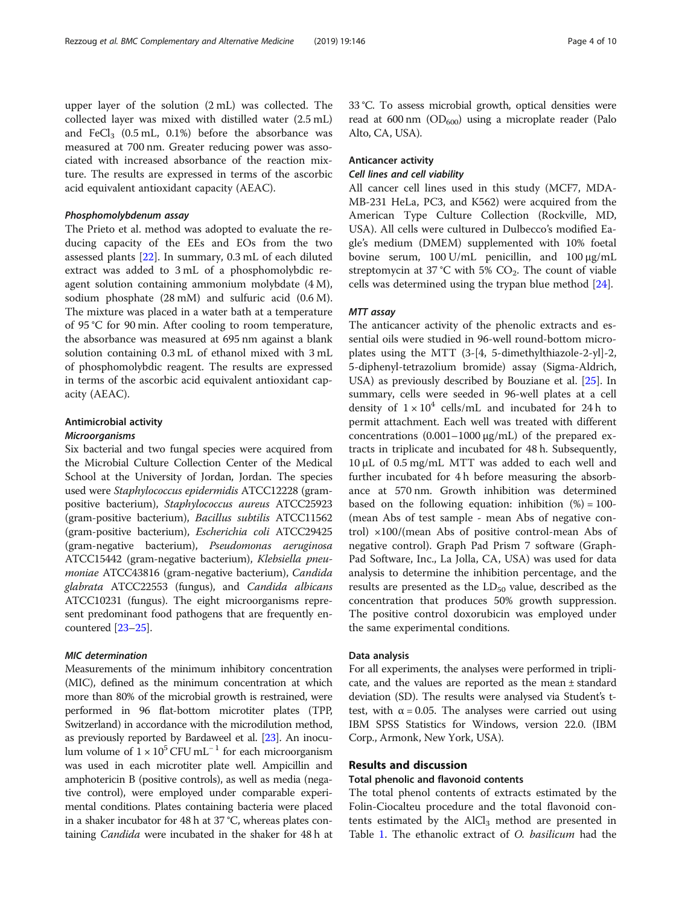upper layer of the solution (2 mL) was collected. The collected layer was mixed with distilled water (2.5 mL) and $FeCl_3$ (0.5 mL, 0.1%) before the absorbance was measured at 700 nm. Greater reducing power was associated with increased absorbance of the reaction mixture. The results are expressed in terms of the ascorbic acid equivalent antioxidant capacity (AEAC).

#### *Phosphomolybdenum assay*

The Prieto et al. method was adopted to evaluate the reducing capacity of the EEs and EOs from the two assessed plants [22]. In summary, 0.3 mL of each diluted extract was added to 3 mL of a phosphomolybdic reagent solution containing ammonium molybdate (4 M), sodium phosphate (28 mM) and sulfuric acid (0.6 M). The mixture was placed in a water bath at a temperature of 95 °C for 90 min. After cooling to room temperature, the absorbance was measured at 695 nm against a blank solution containing 0.3 mL of ethanol mixed with 3 mL of phosphomolybdic reagent. The results are expressed in terms of the ascorbic acid equivalent antioxidant capacity (AEAC).

### Antimicrobial activity

#### *Microorganisms*

Six bacterial and two fungal species were acquired from the Microbial Culture Collection Center of the Medical School at the University of Jordan, Jordan. The species used were *Staphylococcus epidermidis* ATCC12228 (gram-positive bacterium), *Staphylococcus aureus* ATCC25923 (gram-positive bacterium), *Bacillus subtilis* ATCC11562 (gram-positive bacterium), *Escherichia coli* ATCC29425 (gram-negative bacterium), *Pseudomonas aeruginosa* ATCC15442 (gram-negative bacterium), *Klebsiella pneumoniae* ATCC43816 (gram-negative bacterium), *Candida glabrata* ATCC22553 (fungus), and *Candida albicans* ATCC10231 (fungus). The eight microorganisms represent predominant food pathogens that are frequently encountered [23–25].

#### *MIC determination*

Measurements of the minimum inhibitory concentration (MIC), defined as the minimum concentration at which more than 80% of the microbial growth is restrained, were performed in 96 flat-bottom microtiter plates (TPP, Switzerland) in accordance with the microdilution method, as previously reported by Bardaweel et al. [23]. An inoculum volume of $1 \times 10^5$ CFU $mL^{-1}$ for each microorganism was used in each microtiter plate well. Ampicillin and amphotericin B (positive controls), as well as media (negative control), were employed under comparable experimental conditions. Plates containing bacteria were placed in a shaker incubator for 48 h at 37 °C, whereas plates containing *Candida* were incubated in the shaker for 48 h at 33 °C. To assess microbial growth, optical densities were read at 600 nm ($OD_{600}$) using a microplate reader (Palo Alto, CA, USA).

### Anticancer activity

#### *Cell lines and cell viability*

All cancer cell lines used in this study (MCF7, MDA-MB-231 HeLa, PC3, and K562) were acquired from the American Type Culture Collection (Rockville, MD, USA). All cells were cultured in Dulbecco's modified Eagle's medium (DMEM) supplemented with 10% foetal bovine serum, 100 U/mL penicillin, and 100 μg/mL streptomycin at 37 °C with 5% $CO_2$. The count of viable cells was determined using the trypan blue method [24].

#### *MTT assay*

The anticancer activity of the phenolic extracts and essential oils were studied in 96-well round-bottom microplates using the MTT (3-[4, 5-dimethylthiazole-2-yl]-2, 5-diphenyl-tetrazolium bromide) assay (Sigma-Aldrich, USA) as previously described by Bouziane et al. [25]. In summary, cells were seeded in 96-well plates at a cell density of $1 \times 10^4$ cells/mL and incubated for 24 h to permit attachment. Each well was treated with different concentrations (0.001–1000 μg/mL) of the prepared extracts in triplicate and incubated for 48 h. Subsequently, 10 μL of 0.5 mg/mL MTT was added to each well and further incubated for 4 h before measuring the absorbance at 570 nm. Growth inhibition was determined based on the following equation: inhibition (%) = 100-(mean Abs of test sample - mean Abs of negative control) ×100/(mean Abs of positive control-mean Abs of negative control). Graph Pad Prism 7 software (GraphPad Software, Inc., La Jolla, CA, USA) was used for data analysis to determine the inhibition percentage, and the results are presented as the $LD_{50}$ value, described as the concentration that produces 50% growth suppression. The positive control doxorubicin was employed under the same experimental conditions.

### Data analysis

For all experiments, the analyses were performed in triplicate, and the values are reported as the mean ± standard deviation (SD). The results were analysed via Student's t-test, with $\alpha = 0.05$. The analyses were carried out using IBM SPSS Statistics for Windows, version 22.0. (IBM Corp., Armonk, New York, USA).

## Results and discussion

### Total phenolic and flavonoid contents

The total phenol contents of extracts estimated by the Folin-Ciocalteu procedure and the total flavonoid contents estimated by the $AlCl_3$ method are presented in Table 1. The ethanolic extract of *O. basilicum* had the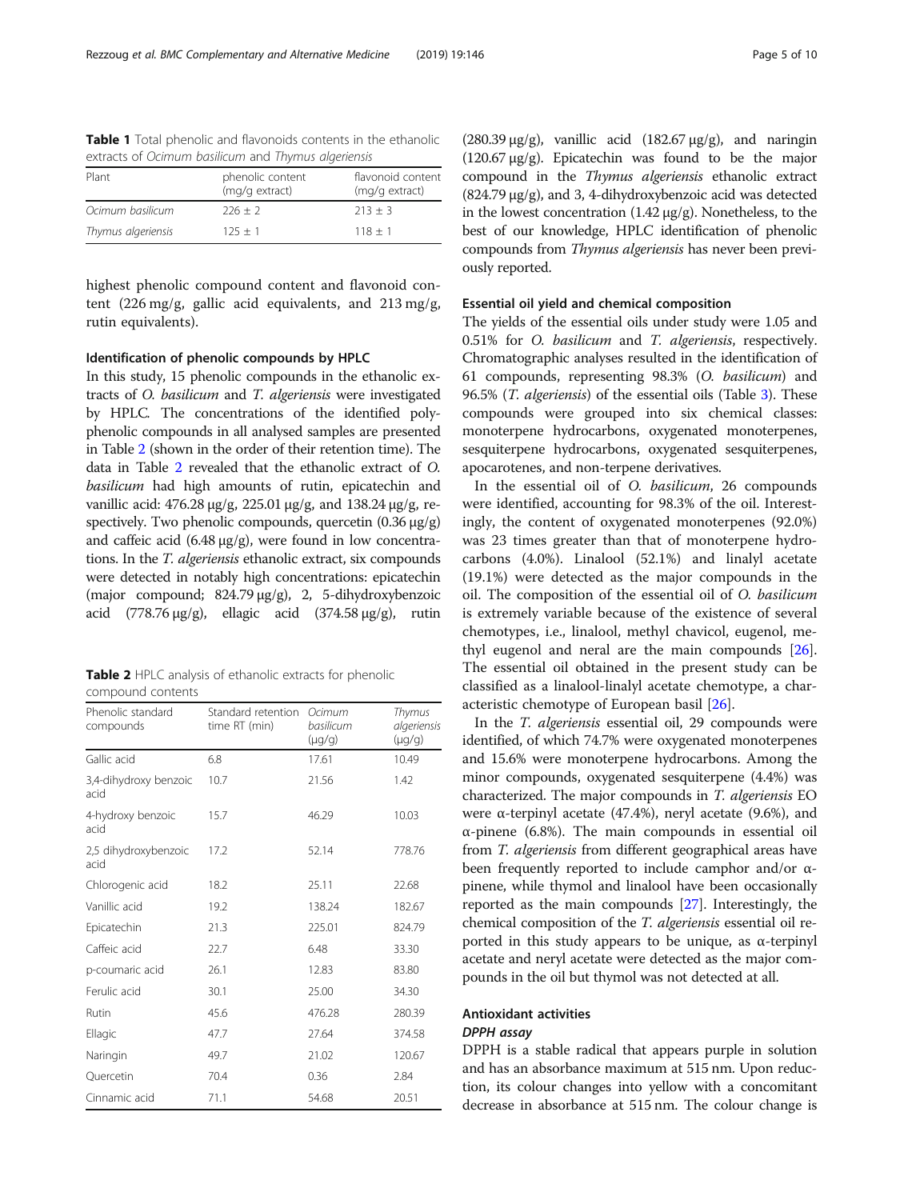**Table 1** Total phenolic and flavonoids contents in the ethanolic extracts of *Ocimum basilicum* and *Thymus algeriensis*

| Plant | phenolic content (mg/g extract) | flavonoid content (mg/g extract) |
| --- | --- | --- |
| *Ocimum basilicum* | 226 ± 2 | 213 ± 3 |
| *Thymus algeriensis* | 125 ± 1 | 118 ± 1 |

highest phenolic compound content and flavonoid content (226 mg/g, gallic acid equivalents, and 213 mg/g, rutin equivalents).

### Identification of phenolic compounds by HPLC

In this study, 15 phenolic compounds in the ethanolic extracts of *O. basilicum* and *T. algeriensis* were investigated by HPLC. The concentrations of the identified polyphenolic compounds in all analysed samples are presented in Table 2 (shown in the order of their retention time). The data in Table 2 revealed that the ethanolic extract of *O. basilicum* had high amounts of rutin, epicatechin and vanillic acid: 476.28 μg/g, 225.01 μg/g, and 138.24 μg/g, respectively. Two phenolic compounds, quercetin (0.36 μg/g) and caffeic acid (6.48 μg/g), were found in low concentrations. In the *T. algeriensis* ethanolic extract, six compounds were detected in notably high concentrations: epicatechin (major compound; 824.79 μg/g), 2, 5-dihydroxybenzoic acid (778.76 μg/g), ellagic acid (374.58 μg/g), rutin (280.39 μg/g), vanillic acid (182.67 μg/g), and naringin (120.67 μg/g). Epicatechin was found to be the major compound in the *Thymus algeriensis* ethanolic extract (824.79 μg/g), and 3, 4-dihydroxybenzoic acid was detected in the lowest concentration (1.42 μg/g). Nonetheless, to the best of our knowledge, HPLC identification of phenolic compounds from *Thymus algeriensis* has never been previously reported.

**Table 2** HPLC analysis of ethanolic extracts for phenolic compound contents

| Phenolic standard compounds | Standard retention time RT (min) | *Ocimum basilicum* (μg/g) | *Thymus algeriensis* (μg/g) |
| --- | --- | --- | --- |
| Gallic acid | 6.8 | 17.61 | 10.49 |
| 3,4-dihydroxy benzoic acid | 10.7 | 21.56 | 1.42 |
| 4-hydroxy benzoic acid | 15.7 | 46.29 | 10.03 |
| 2,5 dihydroxybenzoic acid | 17.2 | 52.14 | 778.76 |
| Chlorogenic acid | 18.2 | 25.11 | 22.68 |
| Vanillic acid | 19.2 | 138.24 | 182.67 |
| Epicatechin | 21.3 | 225.01 | 824.79 |
| Caffeic acid | 22.7 | 6.48 | 33.30 |
| p-coumaric acid | 26.1 | 12.83 | 83.80 |
| Ferulic acid | 30.1 | 25.00 | 34.30 |
| Rutin | 45.6 | 476.28 | 280.39 |
| Ellagic | 47.7 | 27.64 | 374.58 |
| Naringin | 49.7 | 21.02 | 120.67 |
| Quercetin | 70.4 | 0.36 | 2.84 |
| Cinnamic acid | 71.1 | 54.68 | 20.51 |

### Essential oil yield and chemical composition

The yields of the essential oils under study were 1.05 and 0.51% for *O. basilicum* and *T. algeriensis*, respectively. Chromatographic analyses resulted in the identification of 61 compounds, representing 98.3% (*O. basilicum*) and 96.5% (*T. algeriensis*) of the essential oils (Table 3). These compounds were grouped into six chemical classes: monoterpene hydrocarbons, oxygenated monoterpenes, sesquiterpene hydrocarbons, oxygenated sesquiterpenes, apocarotenes, and non-terpene derivatives.

In the essential oil of *O. basilicum*, 26 compounds were identified, accounting for 98.3% of the oil. Interestingly, the content of oxygenated monoterpenes (92.0%) was 23 times greater than that of monoterpene hydrocarbons (4.0%). Linalool (52.1%) and linalyl acetate (19.1%) were detected as the major compounds in the oil. The composition of the essential oil of *O. basilicum* is extremely variable because of the existence of several chemotypes, i.e., linalool, methyl chavicol, eugenol, methyl eugenol and neral are the main compounds [26]. The essential oil obtained in the present study can be classified as a linalool-linalyl acetate chemotype, a characteristic chemotype of European basil [26].

In the *T. algeriensis* essential oil, 29 compounds were identified, of which 74.7% were oxygenated monoterpenes and 15.6% were monoterpene hydrocarbons. Among the minor compounds, oxygenated sesquiterpene (4.4%) was characterized. The major compounds in *T. algeriensis* EO were α-terpinyl acetate (47.4%), neryl acetate (9.6%), and α-pinene (6.8%). The main compounds in essential oil from *T. algeriensis* from different geographical areas have been frequently reported to include camphor and/or α-pinene, while thymol and linalool have been occasionally reported as the main compounds [27]. Interestingly, the chemical composition of the *T. algeriensis* essential oil reported in this study appears to be unique, as α-terpinyl acetate and neryl acetate were detected as the major compounds in the oil but thymol was not detected at all.

### Antioxidant activities

#### DPPH assay

DPPH is a stable radical that appears purple in solution and has an absorbance maximum at 515 nm. Upon reduction, its colour changes into yellow with a concomitant decrease in absorbance at 515 nm. The colour change is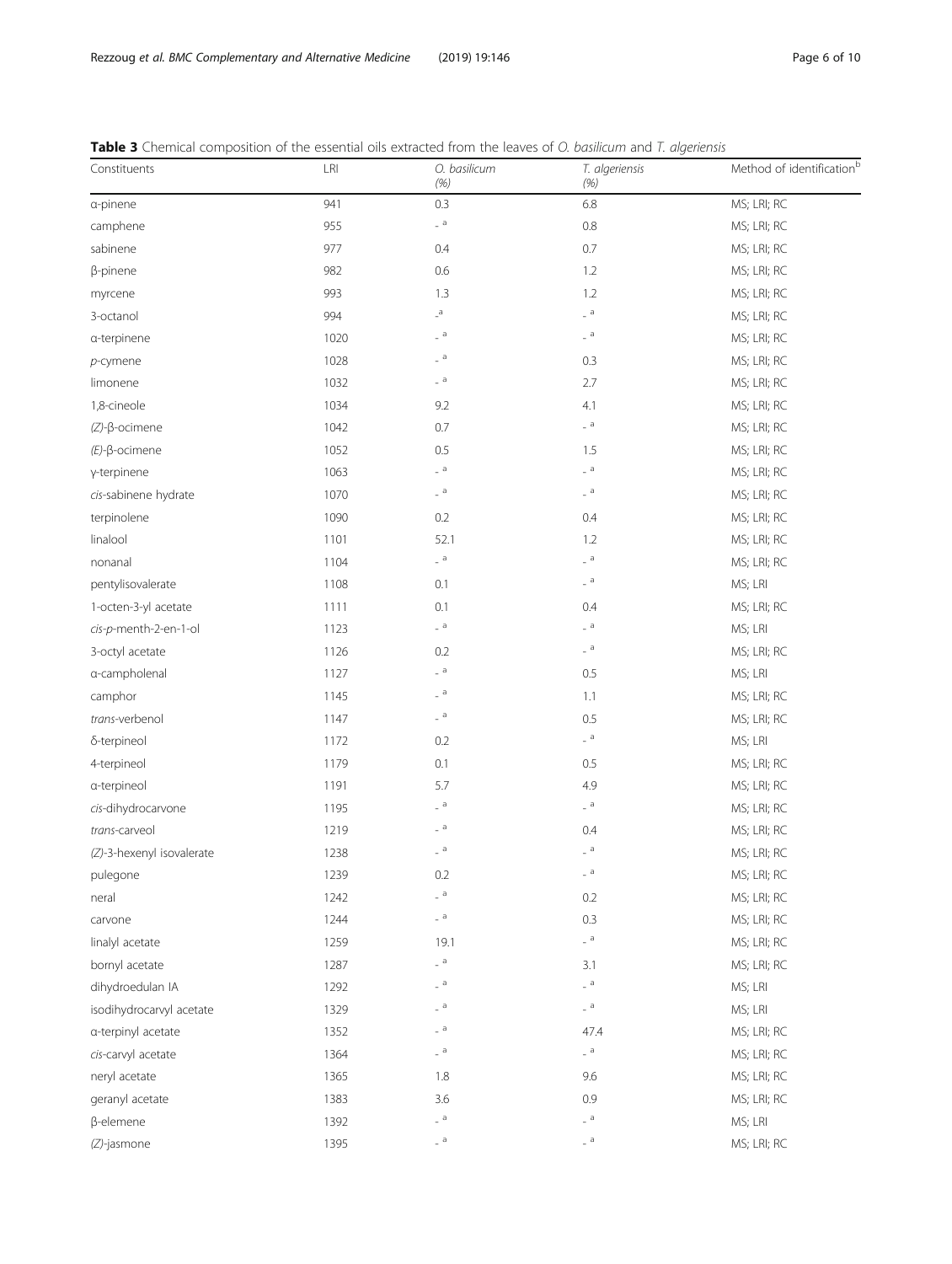**Table 3** Chemical composition of the essential oils extracted from the leaves of *O. basilicum* and *T. algeriensis*

| Constituents | LRI | *O. basilicum* (%) | *T. algeriensis* (%) | Method of identification[b] |
|---|---|---|---|---|
| α-pinene | 941 | 0.3 | 6.8 | MS; LRI; RC |
| camphene | 955 | -[a] | 0.8 | MS; LRI; RC |
| sabinene | 977 | 0.4 | 0.7 | MS; LRI; RC |
| β-pinene | 982 | 0.6 | 1.2 | MS; LRI; RC |
| myrcene | 993 | 1.3 | 1.2 | MS; LRI; RC |
| 3-octanol | 994 | -[a] | -[a] | MS; LRI; RC |
| α-terpinene | 1020 | -[a] | -[a] | MS; LRI; RC |
| *p*-cymene | 1028 | -[a] | 0.3 | MS; LRI; RC |
| limonene | 1032 | -[a] | 2.7 | MS; LRI; RC |
| 1,8-cineole | 1034 | 9.2 | 4.1 | MS; LRI; RC |
| *(Z)*-β-ocimene | 1042 | 0.7 | -[a] | MS; LRI; RC |
| *(E)*-β-ocimene | 1052 | 0.5 | 1.5 | MS; LRI; RC |
| γ-terpinene | 1063 | -[a] | -[a] | MS; LRI; RC |
| *cis*-sabinene hydrate | 1070 | -[a] | -[a] | MS; LRI; RC |
| terpinolene | 1090 | 0.2 | 0.4 | MS; LRI; RC |
| linalool | 1101 | 52.1 | 1.2 | MS; LRI; RC |
| nonanal | 1104 | -[a] | -[a] | MS; LRI; RC |
| pentylisovalerate | 1108 | 0.1 | -[a] | MS; LRI |
| 1-octen-3-yl acetate | 1111 | 0.1 | 0.4 | MS; LRI; RC |
| *cis-p*-menth-2-en-1-ol | 1123 | -[a] | -[a] | MS; LRI |
| 3-octyl acetate | 1126 | 0.2 | -[a] | MS; LRI; RC |
| α-campholenal | 1127 | -[a] | 0.5 | MS; LRI |
| camphor | 1145 | -[a] | 1.1 | MS; LRI; RC |
| *trans*-verbenol | 1147 | -[a] | 0.5 | MS; LRI; RC |
| δ-terpineol | 1172 | 0.2 | -[a] | MS; LRI |
| 4-terpineol | 1179 | 0.1 | 0.5 | MS; LRI; RC |
| α-terpineol | 1191 | 5.7 | 4.9 | MS; LRI; RC |
| *cis*-dihydrocarvone | 1195 | -[a] | -[a] | MS; LRI; RC |
| *trans*-carveol | 1219 | -[a] | 0.4 | MS; LRI; RC |
| *(Z)*-3-hexenyl isovalerate | 1238 | -[a] | -[a] | MS; LRI; RC |
| pulegone | 1239 | 0.2 | -[a] | MS; LRI; RC |
| neral | 1242 | -[a] | 0.2 | MS; LRI; RC |
| carvone | 1244 | -[a] | 0.3 | MS; LRI; RC |
| linalyl acetate | 1259 | 19.1 | -[a] | MS; LRI; RC |
| bornyl acetate | 1287 | -[a] | 3.1 | MS; LRI; RC |
| dihydroedulan IA | 1292 | -[a] | -[a] | MS; LRI |
| isodihydrocarvyl acetate | 1329 | -[a] | -[a] | MS; LRI |
| α-terpinyl acetate | 1352 | -[a] | 47.4 | MS; LRI; RC |
| *cis*-carvyl acetate | 1364 | -[a] | -[a] | MS; LRI; RC |
| neryl acetate | 1365 | 1.8 | 9.6 | MS; LRI; RC |
| geranyl acetate | 1383 | 3.6 | 0.9 | MS; LRI; RC |
| β-elemene | 1392 | -[a] | -[a] | MS; LRI |
| *(Z)*-jasmone | 1395 | -[a] | -[a] | MS; LRI; RC |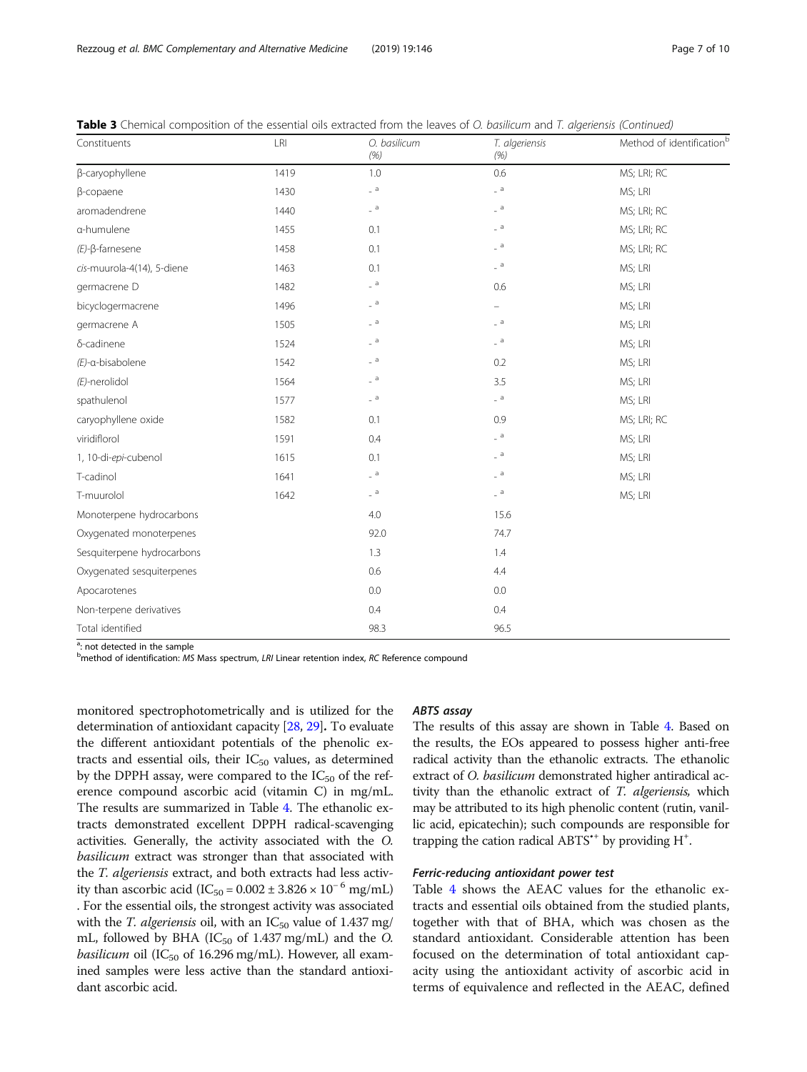**Table 3** Chemical composition of the essential oils extracted from the leaves of *O. basilicum* and *T. algeriensis* (Continued)

| Constituents | LRI | *O. basilicum* (%) | *T. algeriensis* (%) | Method of identification[b] |
|---|---|---|---|---|
| β-caryophyllene | 1419 | 1.0 | 0.6 | MS; LRI; RC |
| β-copaene | 1430 | -[a] | -[a] | MS; LRI |
| aromadendrene | 1440 | -[a] | -[a] | MS; LRI; RC |
| α-humulene | 1455 | 0.1 | -[a] | MS; LRI; RC |
| *(E)*-β-farnesene | 1458 | 0.1 | -[a] | MS; LRI; RC |
| *cis*-muurola-4(14), 5-diene | 1463 | 0.1 | -[a] | MS; LRI |
| germacrene D | 1482 | -[a] | 0.6 | MS; LRI |
| bicyclogermacrene | 1496 | -[a] | – | MS; LRI |
| germacrene A | 1505 | -[a] | -[a] | MS; LRI |
| δ-cadinene | 1524 | -[a] | -[a] | MS; LRI |
| *(E)*-α-bisabolene | 1542 | -[a] | 0.2 | MS; LRI |
| *(E)*-nerolidol | 1564 | -[a] | 3.5 | MS; LRI |
| spathulenol | 1577 | -[a] | -[a] | MS; LRI |
| caryophyllene oxide | 1582 | 0.1 | 0.9 | MS; LRI; RC |
| viridiflorol | 1591 | 0.4 | -[a] | MS; LRI |
| 1, 10-di-*epi*-cubenol | 1615 | 0.1 | -[a] | MS; LRI |
| T-cadinol | 1641 | -[a] | -[a] | MS; LRI |
| T-muurolol | 1642 | -[a] | -[a] | MS; LRI |
| Monoterpene hydrocarbons | | 4.0 | 15.6 | |
| Oxygenated monoterpenes | | 92.0 | 74.7 | |
| Sesquiterpene hydrocarbons | | 1.3 | 1.4 | |
| Oxygenated sesquiterpenes | | 0.6 | 4.4 | |
| Apocarotenes | | 0.0 | 0.0 | |
| Non-terpene derivatives | | 0.4 | 0.4 | |
| Total identified | | 98.3 | 96.5 | |

[a]: not detected in the sample
[b]method of identification: *MS* Mass spectrum, *LRI* Linear retention index, *RC* Reference compound

monitored spectrophotometrically and is utilized for the determination of antioxidant capacity [28, 29]. To evaluate the different antioxidant potentials of the phenolic extracts and essential oils, their $IC_{50}$ values, as determined by the DPPH assay, were compared to the $IC_{50}$ of the reference compound ascorbic acid (vitamin C) in mg/mL. The results are summarized in Table 4. The ethanolic extracts demonstrated excellent DPPH radical-scavenging activities. Generally, the activity associated with the *O. basilicum* extract was stronger than that associated with the *T. algeriensis* extract, and both extracts had less activity than ascorbic acid ($IC_{50} = 0.002 \pm 3.826 \times 10^{-6}$ mg/mL). For the essential oils, the strongest activity was associated with the *T. algeriensis* oil, with an $IC_{50}$ value of 1.437 mg/mL, followed by BHA ($IC_{50}$ of 1.437 mg/mL) and the *O. basilicum* oil ($IC_{50}$ of 16.296 mg/mL). However, all examined samples were less active than the standard antioxidant ascorbic acid.

#### *ABTS assay*

The results of this assay are shown in Table 4. Based on the results, the EOs appeared to possess higher anti-free radical activity than the ethanolic extracts. The ethanolic extract of *O. basilicum* demonstrated higher antiradical activity than the ethanolic extract of *T. algeriensis,* which may be attributed to its high phenolic content (rutin, vanillic acid, epicatechin); such compounds are responsible for trapping the cation radical $ABTS^{•+}$ by providing $H^{+}$.

#### *Ferric-reducing antioxidant power test*

Table 4 shows the AEAC values for the ethanolic extracts and essential oils obtained from the studied plants, together with that of BHA, which was chosen as the standard antioxidant. Considerable attention has been focused on the determination of total antioxidant capacity using the antioxidant activity of ascorbic acid in terms of equivalence and reflected in the AEAC, defined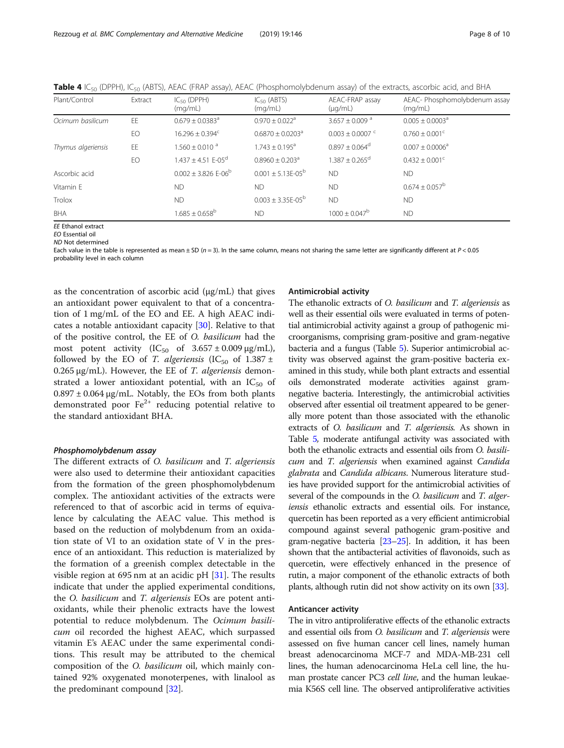**Table 4** $IC_{50}$ (DPPH), $IC_{50}$ (ABTS), AEAC (FRAP assay), AEAC (Phosphomolybdenum assay) of the extracts, ascorbic acid, and BHA

| Plant/Control | Extract | $IC_{50}$ (DPPH) (mg/mL) | $IC_{50}$ (ABTS) (mg/mL) | AEAC-FRAP assay (μg/mL) | AEAC- Phosphomolybdenum assay (mg/mL) |
|---|---|---|---|---|---|
| *Ocimum basilicum* | EE | $0.679 \pm 0.0383^{a}$ | $0.970 \pm 0.022^{a}$ | $3.657 \pm 0.009^{a}$ | $0.005 \pm 0.0003^{a}$ |
| | EO | $16.296 \pm 0.394^{c}$ | $0.6870 \pm 0.0203^{a}$ | $0.003 \pm 0.0007^{c}$ | $0.760 \pm 0.001^{c}$ |
| *Thymus algeriensis* | EE | $1.560 \pm 0.010^{a}$ | $1.743 \pm 0.195^{a}$ | $0.897 \pm 0.064^{d}$ | $0.007 \pm 0.0006^{a}$ |
| | EO | $1.437 \pm 4.51$ E-05$^{d}$ | $0.8960 \pm 0.203^{a}$ | $1.387 \pm 0.265^{d}$ | $0.432 \pm 0.001^{c}$ |
| Ascorbic acid | | $0.002 \pm 3.826$ E-06$^{b}$ | $0.001 \pm 5.13$E-05$^{b}$ | ND | ND |
| Vitamin E | | ND | ND | ND | $0.674 \pm 0.057^{b}$ |
| Trolox | | ND | $0.003 \pm 3.35$E-05$^{b}$ | ND | ND |
| BHA | | $1.685 \pm 0.658^{b}$ | ND | $1000 \pm 0.047^{b}$ | ND |

*EE* Ethanol extract
*EO* Essential oil
*ND* Not determined
Each value in the table is represented as mean ± SD ($n = 3$). In the same column, means not sharing the same letter are significantly different at $P < 0.05$ probability level in each column

as the concentration of ascorbic acid (μg/mL) that gives an antioxidant power equivalent to that of a concentration of 1 mg/mL of the EO and EE. A high AEAC indicates a notable antioxidant capacity [30]. Relative to that of the positive control, the EE of *O. basilicum* had the most potent activity ($IC_{50}$ of $3.657 \pm 0.009$ μg/mL), followed by the EO of *T. algeriensis* ($IC_{50}$ of $1.387 \pm 0.265$ μg/mL). However, the EE of *T. algeriensis* demonstrated a lower antioxidant potential, with an $IC_{50}$ of $0.897 \pm 0.064$ μg/mL. Notably, the EOs from both plants demonstrated poor $Fe^{2+}$ reducing potential relative to the standard antioxidant BHA.

#### *Phosphomolybdenum assay*

The different extracts of *O. basilicum* and *T. algeriensis* were also used to determine their antioxidant capacities from the formation of the green phosphomolybdenum complex. The antioxidant activities of the extracts were referenced to that of ascorbic acid in terms of equivalence by calculating the AEAC value. This method is based on the reduction of molybdenum from an oxidation state of VI to an oxidation state of V in the presence of an antioxidant. This reduction is materialized by the formation of a greenish complex detectable in the visible region at 695 nm at an acidic pH [31]. The results indicate that under the applied experimental conditions, the *O. basilicum* and *T. algeriensis* EOs are potent antioxidants, while their phenolic extracts have the lowest potential to reduce molybdenum. The *Ocimum basilicum* oil recorded the highest AEAC, which surpassed vitamin E's AEAC under the same experimental conditions. This result may be attributed to the chemical composition of the *O. basilicum* oil, which mainly contained 92% oxygenated monoterpenes, with linalool as the predominant compound [32].

### Antimicrobial activity

The ethanolic extracts of *O. basilicum* and *T. algeriensis* as well as their essential oils were evaluated in terms of potential antimicrobial activity against a group of pathogenic microorganisms, comprising gram-positive and gram-negative bacteria and a fungus (Table 5). Superior antimicrobial activity was observed against the gram-positive bacteria examined in this study, while both plant extracts and essential oils demonstrated moderate activities against gram-negative bacteria. Interestingly, the antimicrobial activities observed after essential oil treatment appeared to be generally more potent than those associated with the ethanolic extracts of *O. basilicum* and *T. algeriensis*. As shown in Table 5, moderate antifungal activity was associated with both the ethanolic extracts and essential oils from *O. basilicum* and *T. algeriensis* when examined against *Candida glabrata* and *Candida albicans*. Numerous literature studies have provided support for the antimicrobial activities of several of the compounds in the *O. basilicum* and *T. algeriensis* ethanolic extracts and essential oils. For instance, quercetin has been reported as a very efficient antimicrobial compound against several pathogenic gram-positive and gram-negative bacteria [23–25]. In addition, it has been shown that the antibacterial activities of flavonoids, such as quercetin, were effectively enhanced in the presence of rutin, a major component of the ethanolic extracts of both plants, although rutin did not show activity on its own [33].

### Anticancer activity

The in vitro antiproliferative effects of the ethanolic extracts and essential oils from *O. basilicum* and *T. algeriensis* were assessed on five human cancer cell lines, namely human breast adenocarcinoma MCF-7 and MDA-MB-231 cell lines, the human adenocarcinoma HeLa cell line, the human prostate cancer PC3 *cell line*, and the human leukaemia K56S cell line. The observed antiproliferative activities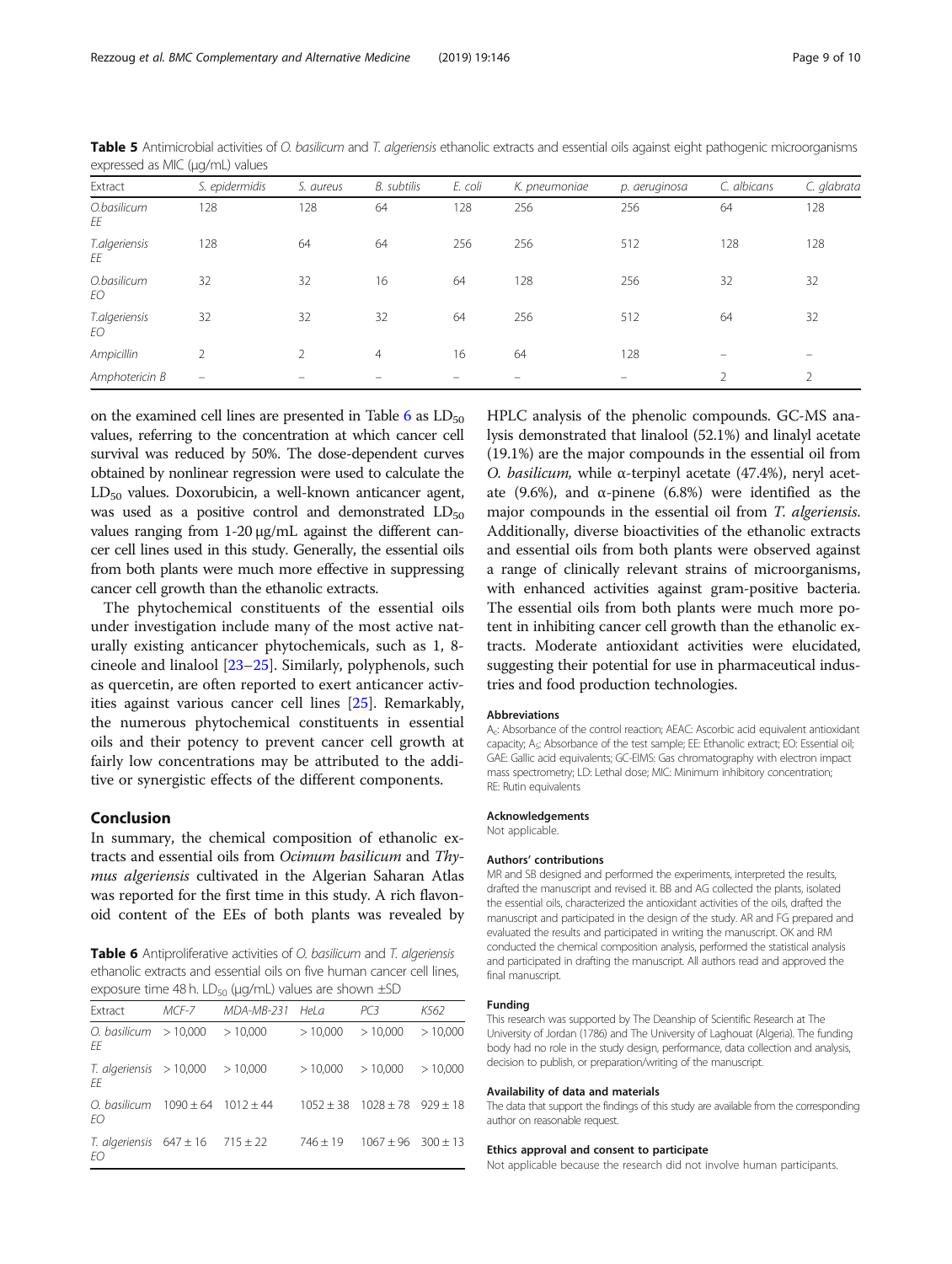**Table 5** Antimicrobial activities of *O. basilicum* and *T. algeriensis* ethanolic extracts and essential oils against eight pathogenic microorganisms expressed as MIC (µg/mL) values

| Extract | S. epidermidis | S. aureus | B. subtilis | E. coli | K. pneumoniae | p. aeruginosa | C. albicans | C. glabrata |
|---|---|---|---|---|---|---|---|---|
| O.basilicum EE | 128 | 128 | 64 | 128 | 256 | 256 | 64 | 128 |
| T.algeriensis EE | 128 | 64 | 64 | 256 | 256 | 512 | 128 | 128 |
| O.basilicum EO | 32 | 32 | 16 | 64 | 128 | 256 | 32 | 32 |
| T.algeriensis EO | 32 | 32 | 32 | 64 | 256 | 512 | 64 | 32 |
| Ampicillin | 2 | 2 | 4 | 16 | 64 | 128 | – | – |
| Amphotericin B | – | – | – | – | – | – | 2 | 2 |

on the examined cell lines are presented in Table 6 as $LD_{50}$ values, referring to the concentration at which cancer cell survival was reduced by 50%. The dose-dependent curves obtained by nonlinear regression were used to calculate the $LD_{50}$ values. Doxorubicin, a well-known anticancer agent, was used as a positive control and demonstrated $LD_{50}$ values ranging from 1-20 µg/mL against the different cancer cell lines used in this study. Generally, the essential oils from both plants were much more effective in suppressing cancer cell growth than the ethanolic extracts.

The phytochemical constituents of the essential oils under investigation include many of the most active naturally existing anticancer phytochemicals, such as 1, 8-cineole and linalool [23–25]. Similarly, polyphenols, such as quercetin, are often reported to exert anticancer activities against various cancer cell lines [25]. Remarkably, the numerous phytochemical constituents in essential oils and their potency to prevent cancer cell growth at fairly low concentrations may be attributed to the additive or synergistic effects of the different components.

## Conclusion

In summary, the chemical composition of ethanolic extracts and essential oils from *Ocimum basilicum* and *Thymus algeriensis* cultivated in the Algerian Saharan Atlas was reported for the first time in this study. A rich flavonoid content of the EEs of both plants was revealed by HPLC analysis of the phenolic compounds. GC-MS analysis demonstrated that linalool (52.1%) and linalyl acetate (19.1%) are the major compounds in the essential oil from *O. basilicum,* while α-terpinyl acetate (47.4%), neryl acetate (9.6%), and α-pinene (6.8%) were identified as the major compounds in the essential oil from *T. algeriensis*. Additionally, diverse bioactivities of the ethanolic extracts and essential oils from both plants were observed against a range of clinically relevant strains of microorganisms, with enhanced activities against gram-positive bacteria. The essential oils from both plants were much more potent in inhibiting cancer cell growth than the ethanolic extracts. Moderate antioxidant activities were elucidated, suggesting their potential for use in pharmaceutical industries and food production technologies.

**Table 6** Antiproliferative activities of *O. basilicum* and *T. algeriensis* ethanolic extracts and essential oils on five human cancer cell lines, exposure time 48 h. $LD_{50}$ (µg/mL) values are shown ±SD

| Extract | MCF-7 | MDA-MB-231 | HeLa | PC3 | K562 |
|---|---|---|---|---|---|
| O. basilicum EE | > 10,000 | > 10,000 | > 10,000 | > 10,000 | > 10,000 |
| T. algeriensis EE | > 10,000 | > 10,000 | > 10,000 | > 10,000 | > 10,000 |
| O. basilicum EO | 1090 ± 64 | 1012 ± 44 | 1052 ± 38 | 1028 ± 78 | 929 ± 18 |
| T. algeriensis EO | 647 ± 16 | 715 ± 22 | 746 ± 19 | 1067 ± 96 | 300 ± 13 |

#### Abbreviations

$A_C$: Absorbance of the control reaction; AEAC: Ascorbic acid equivalent antioxidant capacity; $A_S$: Absorbance of the test sample; EE: Ethanolic extract; EO: Essential oil; GAE: Gallic acid equivalents; GC-EIMS: Gas chromatography with electron impact mass spectrometry; LD: Lethal dose; MIC: Minimum inhibitory concentration; RE: Rutin equivalents

#### Acknowledgements

Not applicable.

#### Authors' contributions

MR and SB designed and performed the experiments, interpreted the results, drafted the manuscript and revised it. BB and AG collected the plants, isolated the essential oils, characterized the antioxidant activities of the oils, drafted the manuscript and participated in the design of the study. AR and FG prepared and evaluated the results and participated in writing the manuscript. OK and RM conducted the chemical composition analysis, performed the statistical analysis and participated in drafting the manuscript. All authors read and approved the final manuscript.

#### Funding

This research was supported by The Deanship of Scientific Research at The University of Jordan (1786) and The University of Laghouat (Algeria). The funding body had no role in the study design, performance, data collection and analysis, decision to publish, or preparation/writing of the manuscript.

#### Availability of data and materials

The data that support the findings of this study are available from the corresponding author on reasonable request.

#### Ethics approval and consent to participate

Not applicable because the research did not involve human participants.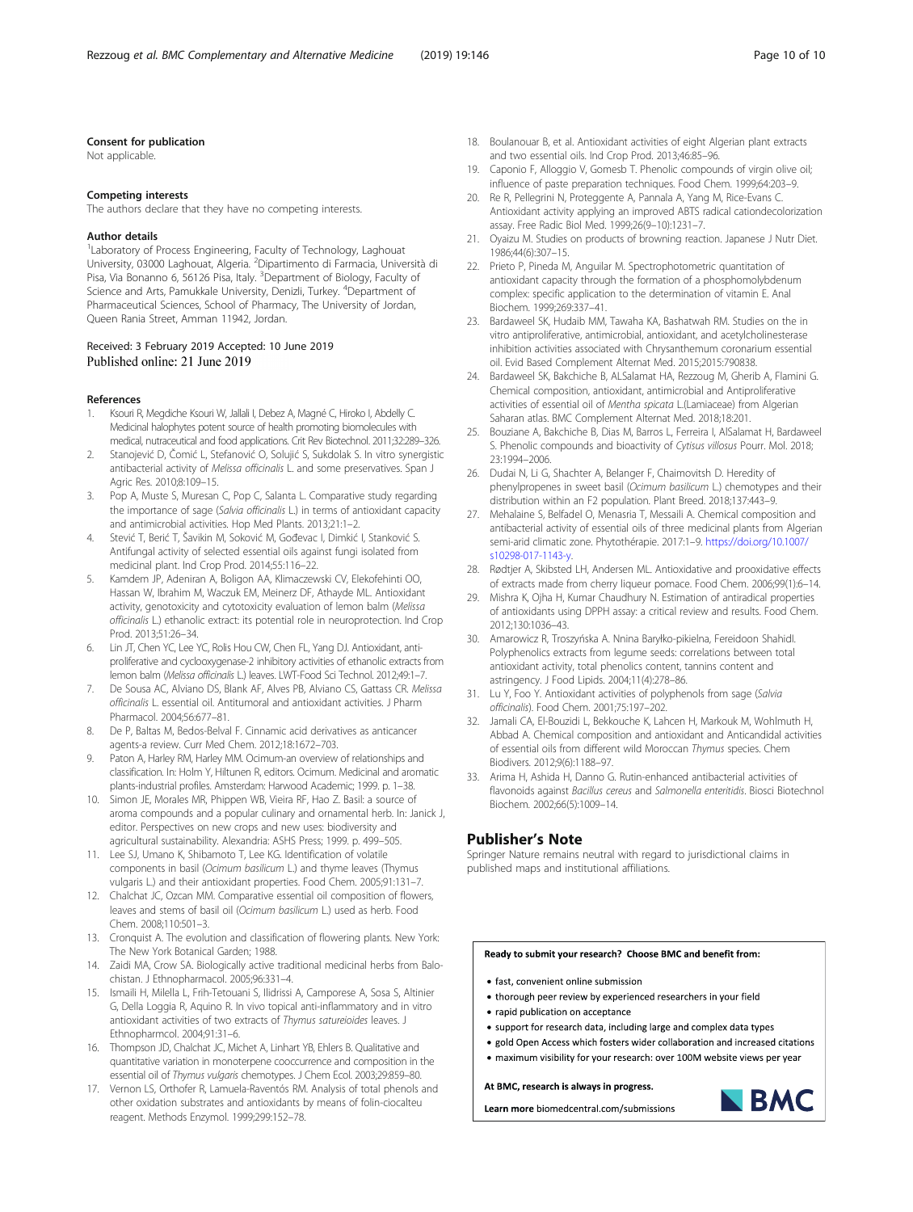### Consent for publication

Not applicable.

### Competing interests

The authors declare that they have no competing interests.

### Author details

[1]Laboratory of Process Engineering, Faculty of Technology, Laghouat University, 03000 Laghouat, Algeria. [2]Dipartimento di Farmacia, Università di Pisa, Via Bonanno 6, 56126 Pisa, Italy. [3]Department of Biology, Faculty of Science and Arts, Pamukkale University, Denizli, Turkey. [4]Department of Pharmaceutical Sciences, School of Pharmacy, The University of Jordan, Queen Rania Street, Amman 11942, Jordan.

Received: 3 February 2019 Accepted: 10 June 2019
Published online: 21 June 2019

### References

1. Ksouri R, Megdiche Ksouri W, Jallali I, Debez A, Magné C, Hiroko I, Abdelly C. Medicinal halophytes potent source of health promoting biomolecules with medical, nutraceutical and food applications. Crit Rev Biotechnol. 2011;32:289–326.
2. Stanojević D, Čomić L, Stefanović O, Solujić S, Sukdolak S. In vitro synergistic antibacterial activity of *Melissa officinalis* L. and some preservatives. Span J Agric Res. 2010;8:109–15.
3. Pop A, Muste S, Muresan C, Pop C, Salanta L. Comparative study regarding the importance of sage (*Salvia officinalis* L.) in terms of antioxidant capacity and antimicrobial activities. Hop Med Plants. 2013;21:1–2.
4. Stević T, Berić T, Šavikin M, Soković M, Gođevac I, Dimkić I, Stanković S. Antifungal activity of selected essential oils against fungi isolated from medicinal plant. Ind Crop Prod. 2014;55:116–22.
5. Kamdem JP, Adeniran A, Boligon AA, Klimaczewski CV, Elekofehinti OO, Hassan W, Ibrahim M, Waczuk EM, Meinerz DF, Athayde ML. Antioxidant activity, genotoxicity and cytotoxicity evaluation of lemon balm (*Melissa officinalis* L.) ethanolic extract: its potential role in neuroprotection. Ind Crop Prod. 2013;51:26–34.
6. Lin JT, Chen YC, Lee YC, Rolis Hou CW, Chen FL, Yang DJ. Antioxidant, anti-proliferative and cyclooxygenase-2 inhibitory activities of ethanolic extracts from lemon balm (*Melissa officinalis* L.) leaves. LWT-Food Sci Technol. 2012;49:1–7.
7. De Sousa AC, Alviano DS, Blank AF, Alves PB, Alviano CS, Gattass CR. *Melissa officinalis* L. essential oil. Antitumoral and antioxidant activities. J Pharm Pharmacol. 2004;56:677–81.
8. De P, Baltas M, Bedos-Belval F. Cinnamic acid derivatives as anticancer agents-a review. Curr Med Chem. 2012;18:1672–703.
9. Paton A, Harley RM, Harley MM. Ocimum-an overview of relationships and classification. In: Holm Y, Hiltunen R, editors. Ocimum. Medicinal and aromatic plants-industrial profiles. Amsterdam: Harwood Academic; 1999. p. 1–38.
10. Simon JE, Morales MR, Phippen WB, Vieira RF, Hao Z. Basil: a source of aroma compounds and a popular culinary and ornamental herb. In: Janick J, editor. Perspectives on new crops and new uses: biodiversity and agricultural sustainability. Alexandria: ASHS Press; 1999. p. 499–505.
11. Lee SJ, Umano K, Shibamoto T, Lee KG. Identification of volatile components in basil (*Ocimum basilicum* L.) and thyme leaves (Thymus vulgaris L.) and their antioxidant properties. Food Chem. 2005;91:131–7.
12. Chalchat JC, Ozcan MM. Comparative essential oil composition of flowers, leaves and stems of basil oil (*Ocimum basilicum* L.) used as herb. Food Chem. 2008;110:501–3.
13. Cronquist A. The evolution and classification of flowering plants. New York: The New York Botanical Garden; 1988.
14. Zaidi MA, Crow SA. Biologically active traditional medicinal herbs from Balochistan. J Ethnopharmacol. 2005;96:331–4.
15. Ismaili H, Milella L, Frih-Tetouani S, Ilidrissi A, Camporese A, Sosa S, Altinier G, Della Loggia R, Aquino R. In vivo topical anti-inflammatory and in vitro antioxidant activities of two extracts of *Thymus satureioides* leaves. J Ethnopharmcol. 2004;91:31–6.
16. Thompson JD, Chalchat JC, Michet A, Linhart YB, Ehlers B. Qualitative and quantitative variation in monoterpene cooccurrence and composition in the essential oil of *Thymus vulgaris* chemotypes. J Chem Ecol. 2003;29:859–80.
17. Vernon LS, Orthofer R, Lamuela-Raventós RM. Analysis of total phenols and other oxidation substrates and antioxidants by means of folin-ciocalteu reagent. Methods Enzymol. 1999;299:152–78.
18. Boulanouar B, et al. Antioxidant activities of eight Algerian plant extracts and two essential oils. Ind Crop Prod. 2013;46:85–96.
19. Caponio F, Alloggio V, Gomesb T. Phenolic compounds of virgin olive oil; influence of paste preparation techniques. Food Chem. 1999;64:203–9.
20. Re R, Pellegrini N, Proteggente A, Pannala A, Yang M, Rice-Evans C. Antioxidant activity applying an improved ABTS radical cationdecolorization assay. Free Radic Biol Med. 1999;26(9–10):1231–7.
21. Oyaizu M. Studies on products of browning reaction. Japanese J Nutr Diet. 1986;44(6):307–15.
22. Prieto P, Pineda M, Anguilar M. Spectrophotometric quantitation of antioxidant capacity through the formation of a phosphomolybdenum complex: specific application to the determination of vitamin E. Anal Biochem. 1999;269:337–41.
23. Bardaweel SK, Hudaib MM, Tawaha KA, Bashatwah RM. Studies on the in vitro antiproliferative, antimicrobial, antioxidant, and acetylcholinesterase inhibition activities associated with Chrysanthemum coronarium essential oil. Evid Based Complement Alternat Med. 2015;2015:790838.
24. Bardaweel SK, Bakchiche B, ALSalamat HA, Rezzoug M, Gherib A, Flamini G. Chemical composition, antioxidant, antimicrobial and Antiproliferative activities of essential oil of *Mentha spicata* L.(Lamiaceae) from Algerian Saharan atlas. BMC Complement Altern Med. 2018;18:201.
25. Bouziane A, Bakchiche B, Dias M, Barros L, Ferreira I, AlSalamat H, Bardaweel S. Phenolic compounds and bioactivity of *Cytisus villosus* Pourr. Mol. 2018; 23:1994–2006.
26. Dudai N, Li G, Shachter A, Belanger F, Chaimovitsh D. Heredity of phenylpropenes in sweet basil (*Ocimum basilicum* L.) chemotypes and their distribution within an F2 population. Plant Breed. 2018;137:443–9.
27. Mehalaine S, Belfadel O, Menasria T, Messaili A. Chemical composition and antibacterial activity of essential oils of three medicinal plants from Algerian semi-arid climatic zone. Phytothérapie. 2017:1–9. https://doi.org/10.1007/s10298-017-1143-y.
28. Rødtjer A, Skibsted LH, Andersen ML. Antioxidative and prooxidative effects of extracts made from cherry liqueur pomace. Food Chem. 2006;99(1):6–14.
29. Mishra K, Ojha H, Kumar Chaudhury N. Estimation of antiradical properties of antioxidants using DPPH assay: a critical review and results. Food Chem. 2012;130:1036–43.
30. Amarowicz R, Troszyńska A. Nnina Baryłko-pikielna, Fereidoon Shahidl. Polyphenolics extracts from legume seeds: correlations between total antioxidant activity, total phenolics content, tannins content and astringency. J Food Lipids. 2004;11(4):278–86.
31. Lu Y, Foo Y. Antioxidant activities of polyphenols from sage (*Salvia officinalis*). Food Chem. 2001;75:197–202.
32. Jamali CA, El-Bouzidi L, Bekkouche K, Lahcen H, Markouk M, Wohlmuth H, Abbad A. Chemical composition and antioxidant and Anticandidal activities of essential oils from different wild Moroccan *Thymus* species. Chem Biodivers. 2012;9(6):1188–97.
33. Arima H, Ashida H, Danno G. Rutin-enhanced antibacterial activities of flavonoids against *Bacillus cereus* and *Salmonella enteritidis*. Biosci Biotechnol Biochem. 2002;66(5):1009–14.

## Publisher's Note

Springer Nature remains neutral with regard to jurisdictional claims in published maps and institutional affiliations.

**Ready to submit your research? Choose BMC and benefit from:**

- fast, convenient online submission
- thorough peer review by experienced researchers in your field
- rapid publication on acceptance
- support for research data, including large and complex data types
- gold Open Access which fosters wider collaboration and increased citations
- maximum visibility for your research: over 100M website views per year

**At BMC, research is always in progress.**

**Learn more** biomedcentral.com/submissions

BMC